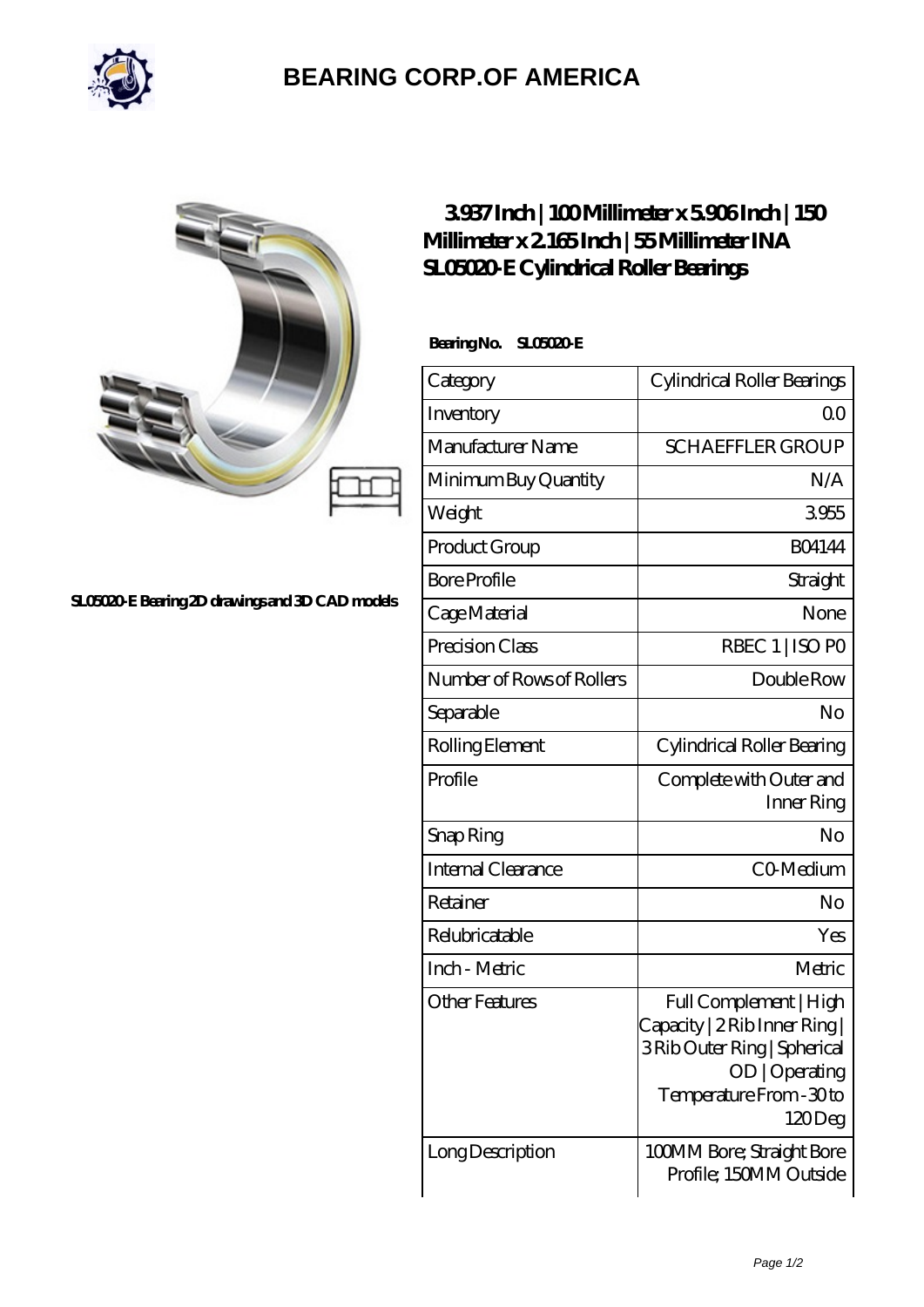# BEARING CORP.OF AMERICA

SL05020-E Bearing 2D drawings and 3D CAD models

## 3.937 Inch | 100 Millimeter x 5.906 Inch | 150 Millimeter x 2.165 Inch | 55 Millimeter INA SL05020-E Cylindrical Roller Bearings

**Bearing No. SL05020-E**

| Category | Cylindrical Roller Bearings |
|---|---|
| Inventory | 0.0 |
| Manufacturer Name | SCHAEFFLER GROUP |
| Minimum Buy Quantity | N/A |
| Weight | 3.955 |
| Product Group | B04144 |
| Bore Profile | Straight |
| Cage Material | None |
| Precision Class | RBEC 1 \| ISO P0 |
| Number of Rows of Rollers | Double Row |
| Separable | No |
| Rolling Element | Cylindrical Roller Bearing |
| Profile | Complete with Outer and Inner Ring |
| Snap Ring | No |
| Internal Clearance | C0-Medium |
| Retainer | No |
| Relubricatable | Yes |
| Inch - Metric | Metric |
| Other Features | Full Complement \| High Capacity \| 2 Rib Inner Ring \| 3 Rib Outer Ring \| Spherical OD \| Operating Temperature From -30 to 120 Deg |
| Long Description | 100MM Bore; Straight Bore Profile; 150MM Outside |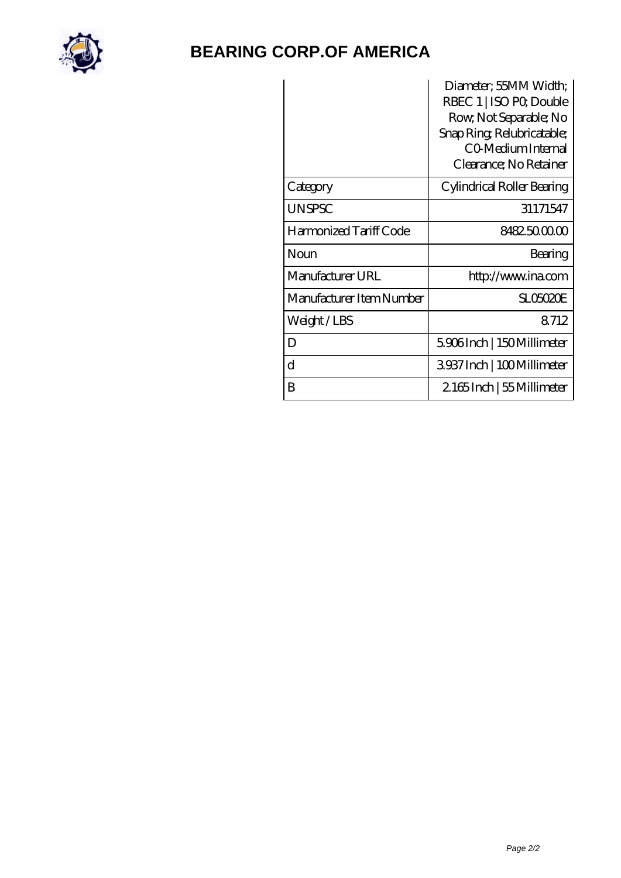| | |
|---|---|
| | Diameter; 55MM Width; RBEC 1 \| ISO P0; Double Row; Not Separable; No Snap Ring; Relubricatable; C0-Medium Internal Clearance; No Retainer |
| Category | Cylindrical Roller Bearing |
| UNSPSC | 31171547 |
| Harmonized Tariff Code | 8482.50.00.00 |
| Noun | Bearing |
| Manufacturer URL | http://www.ina.com |
| Manufacturer Item Number | SL05020E |
| Weight / LBS | 8.712 |
| D | 5.906 Inch \| 150 Millimeter |
| d | 3.937 Inch \| 100 Millimeter |
| B | 2.165 Inch \| 55 Millimeter |